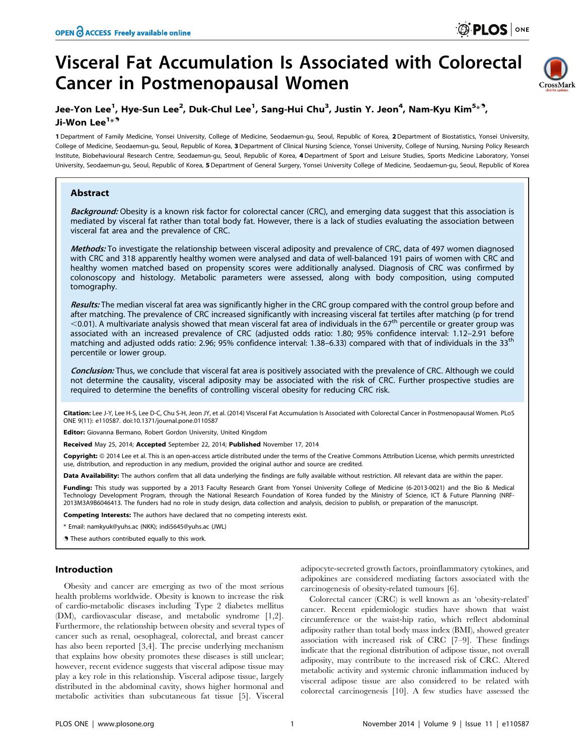# Visceral Fat Accumulation Is Associated with Colorectal Cancer in Postmenopausal Women

Jee-Yon Lee[1], Hye-Sun Lee[2], Duk-Chul Lee[1], Sang-Hui Chu[3], Justin Y. Jeon[4], Nam-Kyu Kim[5*¶], Ji-Won Lee[1*¶]

1 Department of Family Medicine, Yonsei University, College of Medicine, Seodaemun-gu, Seoul, Republic of Korea, 2 Department of Biostatistics, Yonsei University, College of Medicine, Seodaemun-gu, Seoul, Republic of Korea, 3 Department of Clinical Nursing Science, Yonsei University, College of Nursing, Nursing Policy Research Institute, Biobehavioural Research Centre, Seodaemun-gu, Seoul, Republic of Korea, 4 Department of Sport and Leisure Studies, Sports Medicine Laboratory, Yonsei University, Seodaemun-gu, Seoul, Republic of Korea, 5 Department of General Surgery, Yonsei University College of Medicine, Seodaemun-gu, Seoul, Republic of Korea

## Abstract

***Background:*** Obesity is a known risk factor for colorectal cancer (CRC), and emerging data suggest that this association is mediated by visceral fat rather than total body fat. However, there is a lack of studies evaluating the association between visceral fat area and the prevalence of CRC.

***Methods:*** To investigate the relationship between visceral adiposity and prevalence of CRC, data of 497 women diagnosed with CRC and 318 apparently healthy women were analysed and data of well-balanced 191 pairs of women with CRC and healthy women matched based on propensity scores were additionally analysed. Diagnosis of CRC was confirmed by colonoscopy and histology. Metabolic parameters were assessed, along with body composition, using computed tomography.

***Results:*** The median visceral fat area was significantly higher in the CRC group compared with the control group before and after matching. The prevalence of CRC increased significantly with increasing visceral fat tertiles after matching (p for trend $<0.01$). A multivariate analysis showed that mean visceral fat area of individuals in the 67$^{th}$ percentile or greater group was associated with an increased prevalence of CRC (adjusted odds ratio: 1.80; 95% confidence interval: 1.12–2.91 before matching and adjusted odds ratio: 2.96; 95% confidence interval: 1.38–6.33) compared with that of individuals in the 33$^{th}$ percentile or lower group.

***Conclusion:*** Thus, we conclude that visceral fat area is positively associated with the prevalence of CRC. Although we could not determine the causality, visceral adiposity may be associated with the risk of CRC. Further prospective studies are required to determine the benefits of controlling visceral obesity for reducing CRC risk.

**Citation:** Lee J-Y, Lee H-S, Lee D-C, Chu S-H, Jeon JY, et al. (2014) Visceral Fat Accumulation Is Associated with Colorectal Cancer in Postmenopausal Women. PLoS ONE 9(11): e110587. doi:10.1371/journal.pone.0110587

**Editor:** Giovanna Bermano, Robert Gordon University, United Kingdom

**Received** May 25, 2014; **Accepted** September 22, 2014; **Published** November 17, 2014

**Copyright:** © 2014 Lee et al. This is an open-access article distributed under the terms of the Creative Commons Attribution License, which permits unrestricted use, distribution, and reproduction in any medium, provided the original author and source are credited.

**Data Availability:** The authors confirm that all data underlying the findings are fully available without restriction. All relevant data are within the paper.

**Funding:** This study was supported by a 2013 Faculty Research Grant from Yonsei University College of Medicine (6-2013-0021) and the Bio & Medical Technology Development Program, through the National Research Foundation of Korea funded by the Ministry of Science, ICT & Future Planning (NRF-2013M3A9B6046413. The funders had no role in study design, data collection and analysis, decision to publish, or preparation of the manuscript.

**Competing Interests:** The authors have declared that no competing interests exist.

\* Email: namkyuk@yuhs.ac (NKK); indi5645@yuhs.ac (JWL)

¶ These authors contributed equally to this work.

## Introduction

Obesity and cancer are emerging as two of the most serious health problems worldwide. Obesity is known to increase the risk of cardio-metabolic diseases including Type 2 diabetes mellitus (DM), cardiovascular disease, and metabolic syndrome [1,2]. Furthermore, the relationship between obesity and several types of cancer such as renal, oesophageal, colorectal, and breast cancer has also been reported [3,4]. The precise underlying mechanism that explains how obesity promotes these diseases is still unclear; however, recent evidence suggests that visceral adipose tissue may play a key role in this relationship. Visceral adipose tissue, largely distributed in the abdominal cavity, shows higher hormonal and metabolic activities than subcutaneous fat tissue [5]. Visceral adipocyte-secreted growth factors, proinflammatory cytokines, and adipokines are considered mediating factors associated with the carcinogenesis of obesity-related tumours [6].

Colorectal cancer (CRC) is well known as an 'obesity-related' cancer. Recent epidemiologic studies have shown that waist circumference or the waist-hip ratio, which reflect abdominal adiposity rather than total body mass index (BMI), showed greater association with increased risk of CRC [7–9]. These findings indicate that the regional distribution of adipose tissue, not overall adiposity, may contribute to the increased risk of CRC. Altered metabolic activity and systemic chronic inflammation induced by visceral adipose tissue are also considered to be related with colorectal carcinogenesis [10]. A few studies have assessed the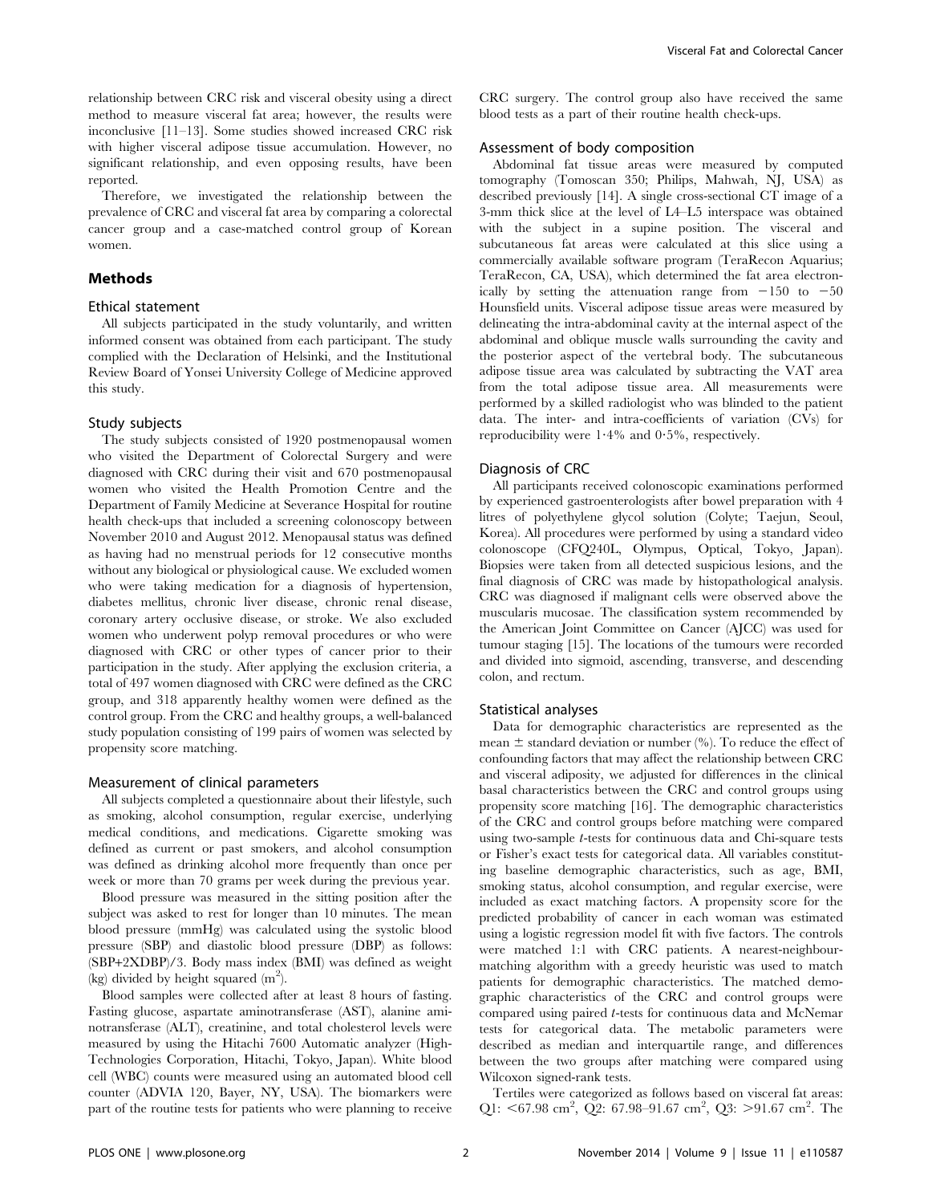relationship between CRC risk and visceral obesity using a direct method to measure visceral fat area; however, the results were inconclusive [11–13]. Some studies showed increased CRC risk with higher visceral adipose tissue accumulation. However, no significant relationship, and even opposing results, have been reported.

Therefore, we investigated the relationship between the prevalence of CRC and visceral fat area by comparing a colorectal cancer group and a case-matched control group of Korean women.

## Methods

### Ethical statement

All subjects participated in the study voluntarily, and written informed consent was obtained from each participant. The study complied with the Declaration of Helsinki, and the Institutional Review Board of Yonsei University College of Medicine approved this study.

### Study subjects

The study subjects consisted of 1920 postmenopausal women who visited the Department of Colorectal Surgery and were diagnosed with CRC during their visit and 670 postmenopausal women who visited the Health Promotion Centre and the Department of Family Medicine at Severance Hospital for routine health check-ups that included a screening colonoscopy between November 2010 and August 2012. Menopausal status was defined as having had no menstrual periods for 12 consecutive months without any biological or physiological cause. We excluded women who were taking medication for a diagnosis of hypertension, diabetes mellitus, chronic liver disease, chronic renal disease, coronary artery occlusive disease, or stroke. We also excluded women who underwent polyp removal procedures or who were diagnosed with CRC or other types of cancer prior to their participation in the study. After applying the exclusion criteria, a total of 497 women diagnosed with CRC were defined as the CRC group, and 318 apparently healthy women were defined as the control group. From the CRC and healthy groups, a well-balanced study population consisting of 199 pairs of women was selected by propensity score matching.

### Measurement of clinical parameters

All subjects completed a questionnaire about their lifestyle, such as smoking, alcohol consumption, regular exercise, underlying medical conditions, and medications. Cigarette smoking was defined as current or past smokers, and alcohol consumption was defined as drinking alcohol more frequently than once per week or more than 70 grams per week during the previous year.

Blood pressure was measured in the sitting position after the subject was asked to rest for longer than 10 minutes. The mean blood pressure (mmHg) was calculated using the systolic blood pressure (SBP) and diastolic blood pressure (DBP) as follows: (SBP+2XDBP)/3. Body mass index (BMI) was defined as weight (kg) divided by height squared ($m^2$).

Blood samples were collected after at least 8 hours of fasting. Fasting glucose, aspartate aminotransferase (AST), alanine aminotransferase (ALT), creatinine, and total cholesterol levels were measured by using the Hitachi 7600 Automatic analyzer (High-Technologies Corporation, Hitachi, Tokyo, Japan). White blood cell (WBC) counts were measured using an automated blood cell counter (ADVIA 120, Bayer, NY, USA). The biomarkers were part of the routine tests for patients who were planning to receive CRC surgery. The control group also have received the same blood tests as a part of their routine health check-ups.

### Assessment of body composition

Abdominal fat tissue areas were measured by computed tomography (Tomoscan 350; Philips, Mahwah, NJ, USA) as described previously [14]. A single cross-sectional CT image of a 3-mm thick slice at the level of L4–L5 interspace was obtained with the subject in a supine position. The visceral and subcutaneous fat areas were calculated at this slice using a commercially available software program (TeraRecon Aquarius; TeraRecon, CA, USA), which determined the fat area electronically by setting the attenuation range from $-150$ to $-50$ Hounsfield units. Visceral adipose tissue areas were measured by delineating the intra-abdominal cavity at the internal aspect of the abdominal and oblique muscle walls surrounding the cavity and the posterior aspect of the vertebral body. The subcutaneous adipose tissue area was calculated by subtracting the VAT area from the total adipose tissue area. All measurements were performed by a skilled radiologist who was blinded to the patient data. The inter- and intra-coefficients of variation (CVs) for reproducibility were 1·4% and 0·5%, respectively.

### Diagnosis of CRC

All participants received colonoscopic examinations performed by experienced gastroenterologists after bowel preparation with 4 litres of polyethylene glycol solution (Colyte; Taejun, Seoul, Korea). All procedures were performed by using a standard video colonoscope (CFQ240L, Olympus, Optical, Tokyo, Japan). Biopsies were taken from all detected suspicious lesions, and the final diagnosis of CRC was made by histopathological analysis. CRC was diagnosed if malignant cells were observed above the muscularis mucosae. The classification system recommended by the American Joint Committee on Cancer (AJCC) was used for tumour staging [15]. The locations of the tumours were recorded and divided into sigmoid, ascending, transverse, and descending colon, and rectum.

### Statistical analyses

Data for demographic characteristics are represented as the mean $\pm$ standard deviation or number (%). To reduce the effect of confounding factors that may affect the relationship between CRC and visceral adiposity, we adjusted for differences in the clinical basal characteristics between the CRC and control groups using propensity score matching [16]. The demographic characteristics of the CRC and control groups before matching were compared using two-sample *t*-tests for continuous data and Chi-square tests or Fisher's exact tests for categorical data. All variables constituting baseline demographic characteristics, such as age, BMI, smoking status, alcohol consumption, and regular exercise, were included as exact matching factors. A propensity score for the predicted probability of cancer in each woman was estimated using a logistic regression model fit with five factors. The controls were matched 1:1 with CRC patients. A nearest-neighbour-matching algorithm with a greedy heuristic was used to match patients for demographic characteristics. The matched demographic characteristics of the CRC and control groups were compared using paired *t*-tests for continuous data and McNemar tests for categorical data. The metabolic parameters were described as median and interquartile range, and differences between the two groups after matching were compared using Wilcoxon signed-rank tests.

Tertiles were categorized as follows based on visceral fat areas: Q1: $<67.98$ $cm^2$, Q2: $67.98$–$91.67$ $cm^2$, Q3: $>91.67$ $cm^2$. The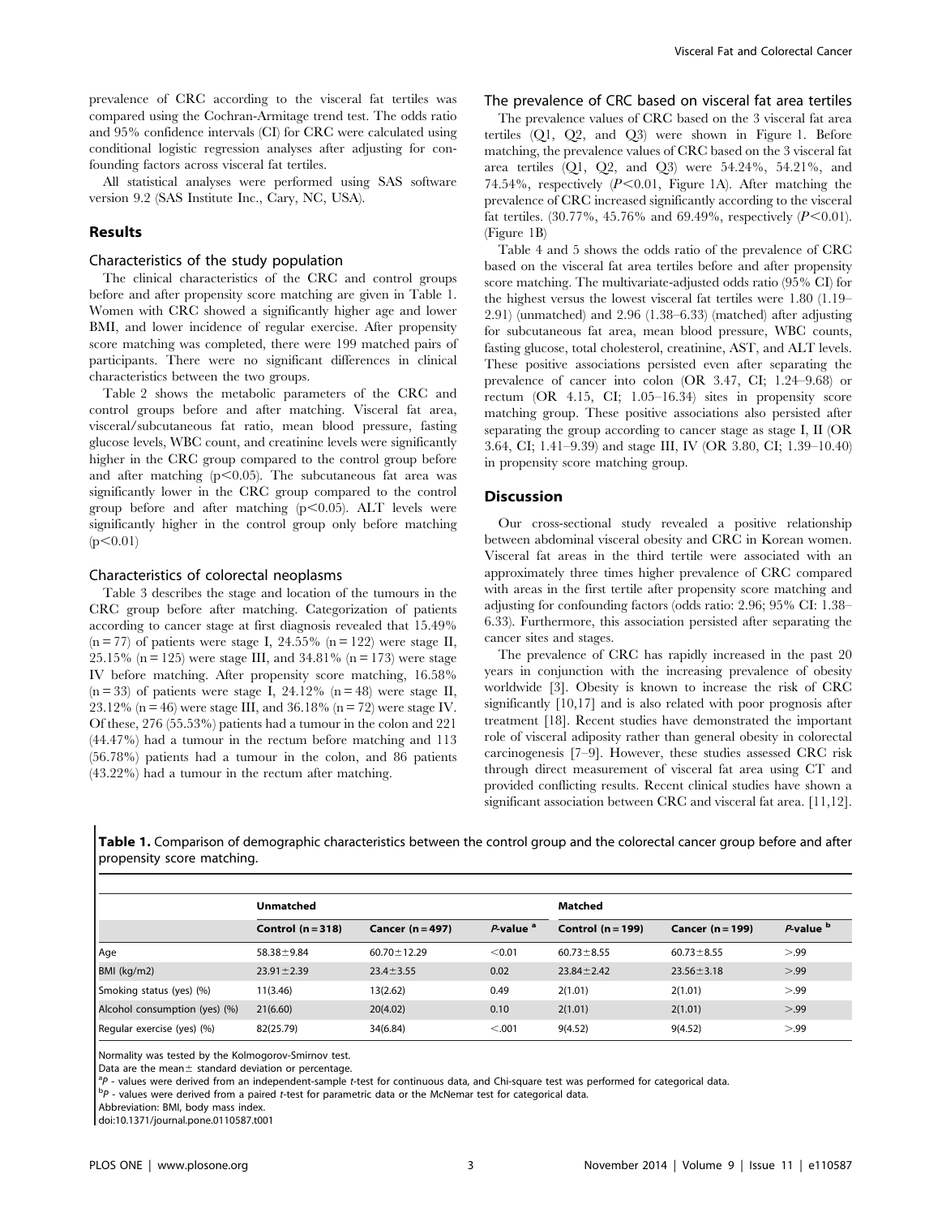prevalence of CRC according to the visceral fat tertiles was compared using the Cochran-Armitage trend test. The odds ratio and 95% confidence intervals (CI) for CRC were calculated using conditional logistic regression analyses after adjusting for confounding factors across visceral fat tertiles.

All statistical analyses were performed using SAS software version 9.2 (SAS Institute Inc., Cary, NC, USA).

## Results

### Characteristics of the study population

The clinical characteristics of the CRC and control groups before and after propensity score matching are given in Table 1. Women with CRC showed a significantly higher age and lower BMI, and lower incidence of regular exercise. After propensity score matching was completed, there were 199 matched pairs of participants. There were no significant differences in clinical characteristics between the two groups.

Table 2 shows the metabolic parameters of the CRC and control groups before and after matching. Visceral fat area, visceral/subcutaneous fat ratio, mean blood pressure, fasting glucose levels, WBC count, and creatinine levels were significantly higher in the CRC group compared to the control group before and after matching ($p<0.05$). The subcutaneous fat area was significantly lower in the CRC group compared to the control group before and after matching ($p<0.05$). ALT levels were significantly higher in the control group only before matching ($p<0.01$)

### Characteristics of colorectal neoplasms

Table 3 describes the stage and location of the tumours in the CRC group before after matching. Categorization of patients according to cancer stage at first diagnosis revealed that 15.49% (n = 77) of patients were stage I, 24.55% (n = 122) were stage II, 25.15% (n = 125) were stage III, and 34.81% (n = 173) were stage IV before matching. After propensity score matching, 16.58% (n = 33) of patients were stage I, 24.12% (n = 48) were stage II, 23.12% (n = 46) were stage III, and 36.18% (n = 72) were stage IV. Of these, 276 (55.53%) patients had a tumour in the colon and 221 (44.47%) had a tumour in the rectum before matching and 113 (56.78%) patients had a tumour in the colon, and 86 patients (43.22%) had a tumour in the rectum after matching.

### The prevalence of CRC based on visceral fat area tertiles

The prevalence values of CRC based on the 3 visceral fat area tertiles (Q1, Q2, and Q3) were shown in Figure 1. Before matching, the prevalence values of CRC based on the 3 visceral fat area tertiles (Q1, Q2, and Q3) were 54.24%, 54.21%, and 74.54%, respectively ($P<0.01$, Figure 1A). After matching the prevalence of CRC increased significantly according to the visceral fat tertiles. (30.77%, 45.76% and 69.49%, respectively ($P<0.01$). (Figure 1B)

Table 4 and 5 shows the odds ratio of the prevalence of CRC based on the visceral fat area tertiles before and after propensity score matching. The multivariate-adjusted odds ratio (95% CI) for the highest versus the lowest visceral fat tertiles were 1.80 (1.19–2.91) (unmatched) and 2.96 (1.38–6.33) (matched) after adjusting for subcutaneous fat area, mean blood pressure, WBC counts, fasting glucose, total cholesterol, creatinine, AST, and ALT levels. These positive associations persisted even after separating the prevalence of cancer into colon (OR 3.47, CI; 1.24–9.68) or rectum (OR 4.15, CI; 1.05–16.34) sites in propensity score matching group. These positive associations also persisted after separating the group according to cancer stage as stage I, II (OR 3.64, CI; 1.41–9.39) and stage III, IV (OR 3.80, CI; 1.39–10.40) in propensity score matching group.

## Discussion

Our cross-sectional study revealed a positive relationship between abdominal visceral obesity and CRC in Korean women. Visceral fat areas in the third tertile were associated with an approximately three times higher prevalence of CRC compared with areas in the first tertile after propensity score matching and adjusting for confounding factors (odds ratio: 2.96; 95% CI: 1.38–6.33). Furthermore, this association persisted after separating the cancer sites and stages.

The prevalence of CRC has rapidly increased in the past 20 years in conjunction with the increasing prevalence of obesity worldwide [3]. Obesity is known to increase the risk of CRC significantly [10,17] and is also related with poor prognosis after treatment [18]. Recent studies have demonstrated the important role of visceral adiposity rather than general obesity in colorectal carcinogenesis [7–9]. However, these studies assessed CRC risk through direct measurement of visceral fat area using CT and provided conflicting results. Recent clinical studies have shown a significant association between CRC and visceral fat area. [11,12].

**Table 1.** Comparison of demographic characteristics between the control group and the colorectal cancer group before and after propensity score matching.

| | Unmatched | | | Matched | | |
|---|---|---|---|---|---|---|
| | Control (n = 318) | Cancer (n = 497) | *P*-value [a] | Control (n = 199) | Cancer (n = 199) | *P*-value [b] |
| Age | 58.38±9.84 | 60.70±12.29 | <0.01 | 60.73±8.55 | 60.73±8.55 | >.99 |
| BMI (kg/m2) | 23.91±2.39 | 23.4±3.55 | 0.02 | 23.84±2.42 | 23.56±3.18 | >.99 |
| Smoking status (yes) (%) | 11(3.46) | 13(2.62) | 0.49 | 2(1.01) | 2(1.01) | >.99 |
| Alcohol consumption (yes) (%) | 21(6.60) | 20(4.02) | 0.10 | 2(1.01) | 2(1.01) | >.99 |
| Regular exercise (yes) (%) | 82(25.79) | 34(6.84) | <.001 | 9(4.52) | 9(4.52) | >.99 |

Normality was tested by the Kolmogorov-Smirnov test.

Data are the mean± standard deviation or percentage.

[a]*P* - values were derived from an independent-sample *t*-test for continuous data, and Chi-square test was performed for categorical data.

[b]*P* - values were derived from a paired *t*-test for parametric data or the McNemar test for categorical data.

Abbreviation: BMI, body mass index.

doi:10.1371/journal.pone.0110587.t001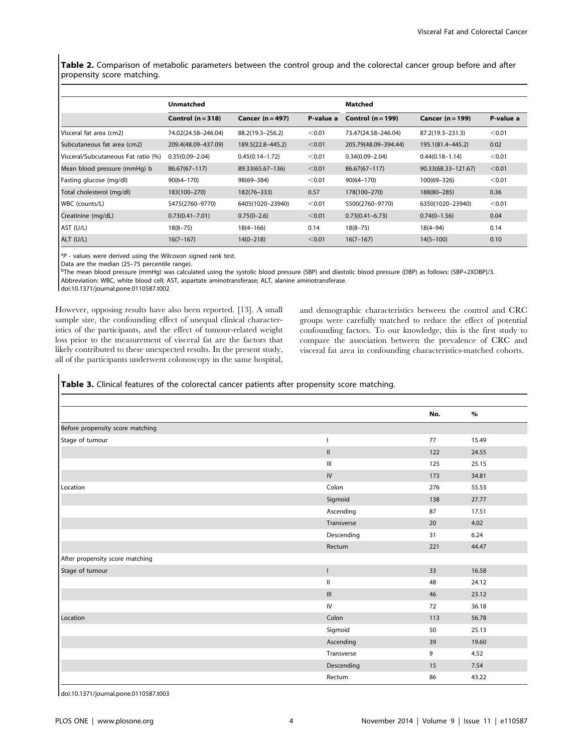**Table 2.** Comparison of metabolic parameters between the control group and the colorectal cancer group before and after propensity score matching.

| | Unmatched | | | Matched | | |
|---|---|---|---|---|---|---|
| | Control (n = 318) | Cancer (n = 497) | P-value a | Control (n = 199) | Cancer (n = 199) | P-value a |
| Visceral fat area (cm2) | 74.02(24.58–246.04) | 88.2(19.3–256.2) | <0.01 | 73.47(24.58–246.04) | 87.2(19.3–231.3) | <0.01 |
| Subcutaneous fat area (cm2) | 209.4(48.09–437.09) | 189.5(22.8–445.2) | <0.01 | 205.79(48.09–394.44) | 195.1(81.4–445.2) | 0.02 |
| Visceral/Subcutaneous Fat ratio (%) | 0.35(0.09–2.04) | 0.45(0.14–1.72) | <0.01 | 0.34(0.09–2.04) | 0.44(0.18–1.14) | <0.01 |
| Mean blood pressure (mmHg) b | 86.67(67–117) | 89.33(65.67–136) | <0.01 | 86.67(67–117) | 90.33(68.33–121.67) | <0.01 |
| Fasting glucose (mg/dl) | 90(64–170) | 98(69–384) | <0.01 | 90(64–170) | 100(69–326) | <0.01 |
| Total cholesterol (mg/dl) | 183(100–270) | 182(76–333) | 0.57 | 178(100–270) | 188(80–285) | 0.36 |
| WBC (counts/L) | 5475(2760–9770) | 6405(1020–23940) | <0.01 | 5500(2760–9770) | 6350(1020–23940) | <0.01 |
| Creatinine (mg/dL) | 0.73(0.41–7.01) | 0.75(0–2.6) | <0.01 | 0.73(0.41–6.73) | 0.74(0–1.56) | 0.04 |
| AST (U/L) | 18(8–75) | 18(4–166) | 0.14 | 18(8–75) | 18(4–94) | 0.14 |
| ALT (U/L) | 16(7–167) | 14(0–218) | <0.01 | 16(7–167) | 14(5–100) | 0.10 |

[a]*P* - values were derived using the Wilcoxon signed rank test.
Data are the median (25–75 percentile range).
[b]The mean blood pressure (mmHg) was calculated using the systolic blood pressure (SBP) and diastolic blood pressure (DBP) as follows: (SBP+2XDBP)/3.
Abbreviation: WBC, white blood cell; AST, aspartate aminotransferase; ALT, alanine aminotransferase.
doi:10.1371/journal.pone.0110587.t002

However, opposing results have also been reported. [13]. A small sample size, the confounding effect of unequal clinical characteristics of the participants, and the effect of tumour-related weight loss prior to the measurement of visceral fat are the factors that likely contributed to these unexpected results. In the present study, all of the participants underwent colonoscopy in the same hospital, and demographic characteristics between the control and CRC groups were carefully matched to reduce the effect of potential confounding factors. To our knowledge, this is the first study to compare the association between the prevalence of CRC and visceral fat area in confounding characteristics-matched cohorts.

**Table 3.** Clinical features of the colorectal cancer patients after propensity score matching.

| | | No. | % |
|---|---|---|---|
| Before propensity score matching | | | |
| Stage of tumour | I | 77 | 15.49 |
| | II | 122 | 24.55 |
| | III | 125 | 25.15 |
| | IV | 173 | 34.81 |
| Location | Colon | 276 | 55.53 |
| | Sigmoid | 138 | 27.77 |
| | Ascending | 87 | 17.51 |
| | Transverse | 20 | 4.02 |
| | Descending | 31 | 6.24 |
| | Rectum | 221 | 44.47 |
| After propensity score matching | | | |
| Stage of tumour | I | 33 | 16.58 |
| | II | 48 | 24.12 |
| | III | 46 | 23.12 |
| | IV | 72 | 36.18 |
| Location | Colon | 113 | 56.78 |
| | Sigmoid | 50 | 25.13 |
| | Ascending | 39 | 19.60 |
| | Transverse | 9 | 4.52 |
| | Descending | 15 | 7.54 |
| | Rectum | 86 | 43.22 |

doi:10.1371/journal.pone.0110587.t003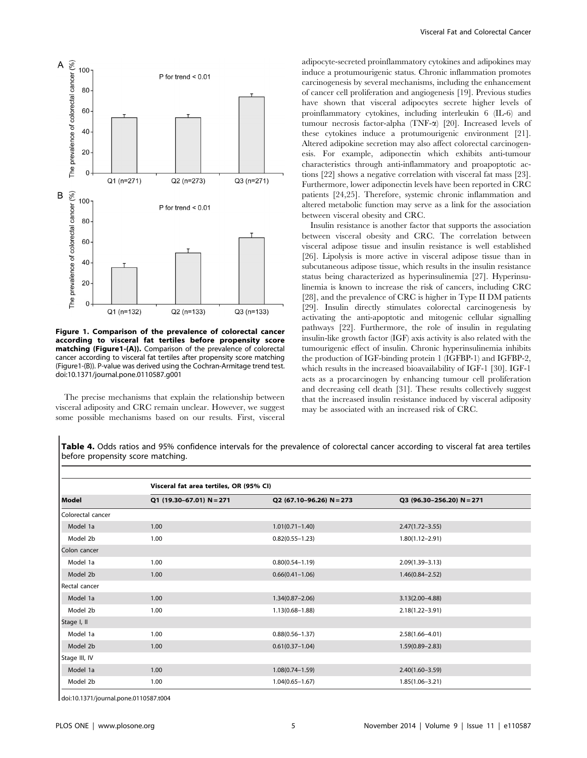**Figure 1. Comparison of the prevalence of colorectal cancer according to visceral fat tertiles before propensity score matching (Figure1-(A)).** Comparison of the prevalence of colorectal cancer according to visceral fat tertiles after propensity score matching (Figure1-(B)). P-value was derived using the Cochran-Armitage trend test.
doi:10.1371/journal.pone.0110587.g001

The precise mechanisms that explain the relationship between visceral adiposity and CRC remain unclear. However, we suggest some possible mechanisms based on our results. First, visceral adipocyte-secreted proinflammatory cytokines and adipokines may induce a protumourigenic status. Chronic inflammation promotes carcinogenesis by several mechanisms, including the enhancement of cancer cell proliferation and angiogenesis [19]. Previous studies have shown that visceral adipocytes secrete higher levels of proinflammatory cytokines, including interleukin 6 (IL-6) and tumour necrosis factor-alpha (TNF-α) [20]. Increased levels of these cytokines induce a protumourigenic environment [21]. Altered adipokine secretion may also affect colorectal carcinogenesis. For example, adiponectin which exhibits anti-tumour characteristics through anti-inflammatory and proapoptotic actions [22] shows a negative correlation with visceral fat mass [23]. Furthermore, lower adiponectin levels have been reported in CRC patients [24,25]. Therefore, systemic chronic inflammation and altered metabolic function may serve as a link for the association between visceral obesity and CRC.

Insulin resistance is another factor that supports the association between visceral obesity and CRC. The correlation between visceral adipose tissue and insulin resistance is well established [26]. Lipolysis is more active in visceral adipose tissue than in subcutaneous adipose tissue, which results in the insulin resistance status being characterized as hyperinsulinemia [27]. Hyperinsulinemia is known to increase the risk of cancers, including CRC [28], and the prevalence of CRC is higher in Type II DM patients [29]. Insulin directly stimulates colorectal carcinogenesis by activating the anti-apoptotic and mitogenic cellular signalling pathways [22]. Furthermore, the role of insulin in regulating insulin-like growth factor (IGF) axis activity is also related with the tumourigenic effect of insulin. Chronic hyperinsulinemia inhibits the production of IGF-binding protein 1 (IGFBP-1) and IGFBP-2, which results in the increased bioavailability of IGF-1 [30]. IGF-1 acts as a procarcinogen by enhancing tumour cell proliferation and decreasing cell death [31]. These results collectively suggest that the increased insulin resistance induced by visceral adiposity may be associated with an increased risk of CRC.

**Table 4.** Odds ratios and 95% confidence intervals for the prevalence of colorectal cancer according to visceral fat area tertiles before propensity score matching.

| | Visceral fat area tertiles, OR (95% CI) | | |
|---|---|---|---|
| **Model** | Q1 (19.30–67.01) N = 271 | Q2 (67.10–96.26) N = 273 | Q3 (96.30–256.20) N = 271 |
| Colorectal cancer | | | |
| Model 1a | 1.00 | 1.01(0.71–1.40) | 2.47(1.72–3.55) |
| Model 2b | 1.00 | 0.82(0.55–1.23) | 1.80(1.12–2.91) |
| Colon cancer | | | |
| Model 1a | 1.00 | 0.80(0.54–1.19) | 2.09(1.39–3.13) |
| Model 2b | 1.00 | 0.66(0.41–1.06) | 1.46(0.84–2.52) |
| Rectal cancer | | | |
| Model 1a | 1.00 | 1.34(0.87–2.06) | 3.13(2.00–4.88) |
| Model 2b | 1.00 | 1.13(0.68–1.88) | 2.18(1.22–3.91) |
| Stage I, II | | | |
| Model 1a | 1.00 | 0.88(0.56–1.37) | 2.58(1.66–4.01) |
| Model 2b | 1.00 | 0.61(0.37–1.04) | 1.59(0.89–2.83) |
| Stage III, IV | | | |
| Model 1a | 1.00 | 1.08(0.74–1.59) | 2.40(1.60–3.59) |
| Model 2b | 1.00 | 1.04(0.65–1.67) | 1.85(1.06–3.21) |

doi:10.1371/journal.pone.0110587.t004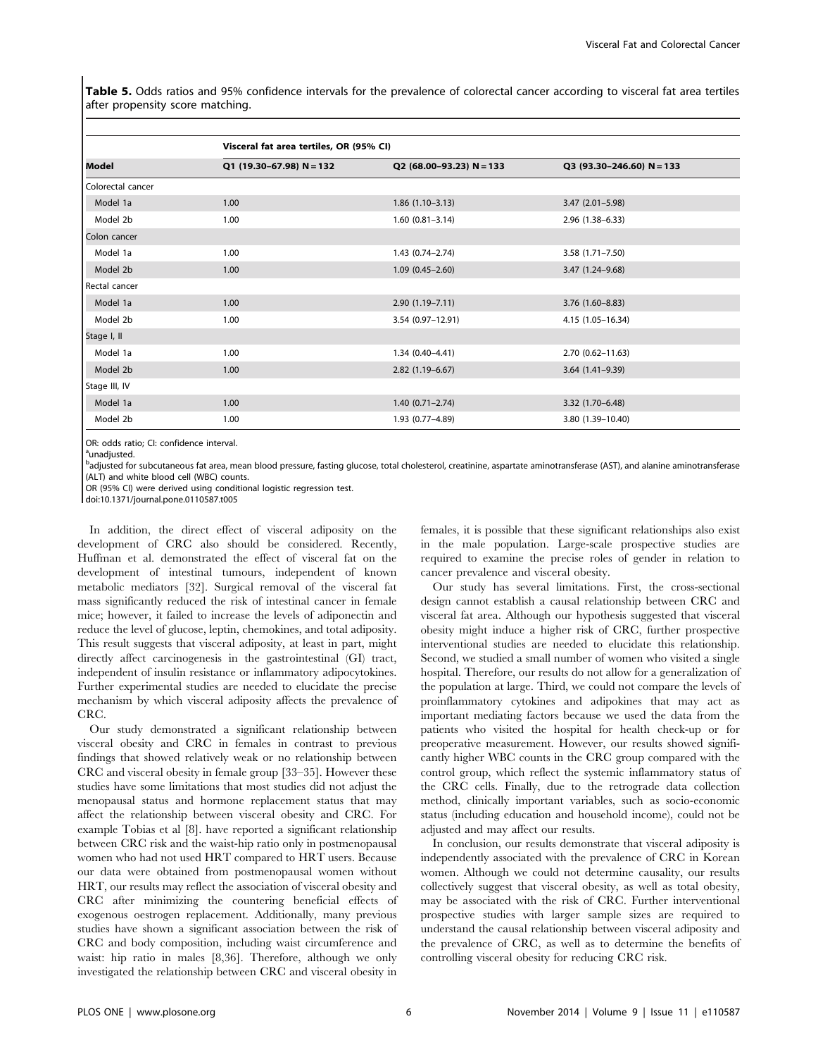**Table 5.** Odds ratios and 95% confidence intervals for the prevalence of colorectal cancer according to visceral fat area tertiles after propensity score matching.

| | Visceral fat area tertiles, OR (95% CI) | | |
|---|---|---|---|
| **Model** | **Q1 (19.30–67.98) N = 132** | **Q2 (68.00–93.23) N = 133** | **Q3 (93.30–246.60) N = 133** |
| Colorectal cancer | | | |
| Model 1a | 1.00 | 1.86 (1.10–3.13) | 3.47 (2.01–5.98) |
| Model 2b | 1.00 | 1.60 (0.81–3.14) | 2.96 (1.38–6.33) |
| Colon cancer | | | |
| Model 1a | 1.00 | 1.43 (0.74–2.74) | 3.58 (1.71–7.50) |
| Model 2b | 1.00 | 1.09 (0.45–2.60) | 3.47 (1.24–9.68) |
| Rectal cancer | | | |
| Model 1a | 1.00 | 2.90 (1.19–7.11) | 3.76 (1.60–8.83) |
| Model 2b | 1.00 | 3.54 (0.97–12.91) | 4.15 (1.05–16.34) |
| Stage I, II | | | |
| Model 1a | 1.00 | 1.34 (0.40–4.41) | 2.70 (0.62–11.63) |
| Model 2b | 1.00 | 2.82 (1.19–6.67) | 3.64 (1.41–9.39) |
| Stage III, IV | | | |
| Model 1a | 1.00 | 1.40 (0.71–2.74) | 3.32 (1.70–6.48) |
| Model 2b | 1.00 | 1.93 (0.77–4.89) | 3.80 (1.39–10.40) |

OR: odds ratio; CI: confidence interval.

[a]unadjusted.

[b]adjusted for subcutaneous fat area, mean blood pressure, fasting glucose, total cholesterol, creatinine, aspartate aminotransferase (AST), and alanine aminotransferase (ALT) and white blood cell (WBC) counts.

OR (95% CI) were derived using conditional logistic regression test.

doi:10.1371/journal.pone.0110587.t005

In addition, the direct effect of visceral adiposity on the development of CRC also should be considered. Recently, Huffman et al. demonstrated the effect of visceral fat on the development of intestinal tumours, independent of known metabolic mediators [32]. Surgical removal of the visceral fat mass significantly reduced the risk of intestinal cancer in female mice; however, it failed to increase the levels of adiponectin and reduce the level of glucose, leptin, chemokines, and total adiposity. This result suggests that visceral adiposity, at least in part, might directly affect carcinogenesis in the gastrointestinal (GI) tract, independent of insulin resistance or inflammatory adipocytokines. Further experimental studies are needed to elucidate the precise mechanism by which visceral adiposity affects the prevalence of CRC.

Our study demonstrated a significant relationship between visceral obesity and CRC in females in contrast to previous findings that showed relatively weak or no relationship between CRC and visceral obesity in female group [33–35]. However these studies have some limitations that most studies did not adjust the menopausal status and hormone replacement status that may affect the relationship between visceral obesity and CRC. For example Tobias et al [8]. have reported a significant relationship between CRC risk and the waist-hip ratio only in postmenopausal women who had not used HRT compared to HRT users. Because our data were obtained from postmenopausal women without HRT, our results may reflect the association of visceral obesity and CRC after minimizing the countering beneficial effects of exogenous oestrogen replacement. Additionally, many previous studies have shown a significant association between the risk of CRC and body composition, including waist circumference and waist: hip ratio in males [8,36]. Therefore, although we only investigated the relationship between CRC and visceral obesity in females, it is possible that these significant relationships also exist in the male population. Large-scale prospective studies are required to examine the precise roles of gender in relation to cancer prevalence and visceral obesity.

Our study has several limitations. First, the cross-sectional design cannot establish a causal relationship between CRC and visceral fat area. Although our hypothesis suggested that visceral obesity might induce a higher risk of CRC, further prospective interventional studies are needed to elucidate this relationship. Second, we studied a small number of women who visited a single hospital. Therefore, our results do not allow for a generalization of the population at large. Third, we could not compare the levels of proinflammatory cytokines and adipokines that may act as important mediating factors because we used the data from the patients who visited the hospital for health check-up or for preoperative measurement. However, our results showed significantly higher WBC counts in the CRC group compared with the control group, which reflect the systemic inflammatory status of the CRC cells. Finally, due to the retrograde data collection method, clinically important variables, such as socio-economic status (including education and household income), could not be adjusted and may affect our results.

In conclusion, our results demonstrate that visceral adiposity is independently associated with the prevalence of CRC in Korean women. Although we could not determine causality, our results collectively suggest that visceral obesity, as well as total obesity, may be associated with the risk of CRC. Further interventional prospective studies with larger sample sizes are required to understand the causal relationship between visceral adiposity and the prevalence of CRC, as well as to determine the benefits of controlling visceral obesity for reducing CRC risk.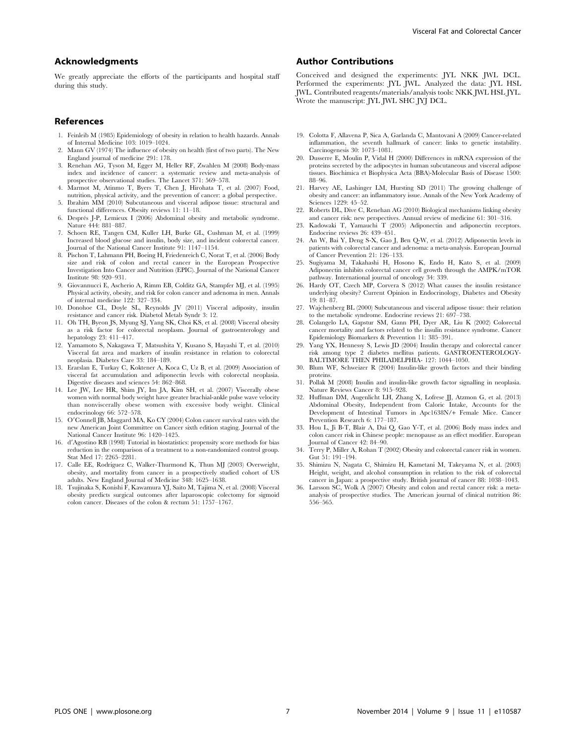## Acknowledgments

We greatly appreciate the efforts of the participants and hospital staff during this study.

## Author Contributions

Conceived and designed the experiments: JYL NKK JWL DCL. Performed the experiments: JYL JWL. Analyzed the data: JYL HSL JWL. Contributed reagents/materials/analysis tools: NKK JWL HSL JYL. Wrote the manuscript: JYL JWL SHC JYJ DCL.

## References

1. Feinleib M (1985) Epidemiology of obesity in relation to health hazards. Annals of Internal Medicine 103: 1019–1024.
2. Mann GV (1974) The influence of obesity on health (first of two parts). The New England journal of medicine 291: 178.
3. Renehan AG, Tyson M, Egger M, Heller RF, Zwahlen M (2008) Body-mass index and incidence of cancer: a systematic review and meta-analysis of prospective observational studies. The Lancet 371: 569–578.
4. Marmot M, Atinmo T, Byers T, Chen J, Hirohata T, et al. (2007) Food, nutrition, physical activity, and the prevention of cancer: a global perspective.
5. Ibrahim MM (2010) Subcutaneous and visceral adipose tissue: structural and functional differences. Obesity reviews 11: 11–18.
6. Després J-P, Lemieux I (2006) Abdominal obesity and metabolic syndrome. Nature 444: 881–887.
7. Schoen RE, Tangen CM, Kuller LH, Burke GL, Cushman M, et al. (1999) Increased blood glucose and insulin, body size, and incident colorectal cancer. Journal of the National Cancer Institute 91: 1147–1154.
8. Pischon T, Lahmann PH, Boeing H, Friedenreich C, Norat T, et al. (2006) Body size and risk of colon and rectal cancer in the European Prospective Investigation Into Cancer and Nutrition (EPIC). Journal of the National Cancer Institute 98: 920–931.
9. Giovannucci E, Ascherio A, Rimm EB, Colditz GA, Stampfer MJ, et al. (1995) Physical activity, obesity, and risk for colon cancer and adenoma in men. Annals of internal medicine 122: 327–334.
10. Donohoe CL, Doyle SL, Reynolds JV (2011) Visceral adiposity, insulin resistance and cancer risk. Diabetol Metab Syndr 3: 12.
11. Oh TH, Byeon JS, Myung SJ, Yang SK, Choi KS, et al. (2008) Visceral obesity as a risk factor for colorectal neoplasm. Journal of gastroenterology and hepatology 23: 411–417.
12. Yamamoto S, Nakagawa T, Matsushita Y, Kusano S, Hayashi T, et al. (2010) Visceral fat area and markers of insulin resistance in relation to colorectal neoplasia. Diabetes Care 33: 184–189.
13. Erarslan E, Turkay C, Koktener A, Koca C, Uz B, et al. (2009) Association of visceral fat accumulation and adiponectin levels with colorectal neoplasia. Digestive diseases and sciences 54: 862–868.
14. Lee JW, Lee HR, Shim JY, Im JA, Kim SH, et al. (2007) Viscerally obese women with normal body weight have greater brachial-ankle pulse wave velocity than nonviscerally obese women with excessive body weight. Clinical endocrinology 66: 572–578.
15. O′Connell JB, Maggard MA, Ko CY (2004) Colon cancer survival rates with the new American Joint Committee on Cancer sixth edition staging. Journal of the National Cancer Institute 96: 1420–1425.
16. d′Agostino RB (1998) Tutorial in biostatistics: propensity score methods for bias reduction in the comparison of a treatment to a non-randomized control group. Stat Med 17: 2265–2281.
17. Calle EE, Rodriguez C, Walker-Thurmond K, Thun MJ (2003) Overweight, obesity, and mortality from cancer in a prospectively studied cohort of US adults. New England Journal of Medicine 348: 1625–1638.
18. Tsujinaka S, Konishi F, Kawamura YJ, Saito M, Tajima N, et al. (2008) Visceral obesity predicts surgical outcomes after laparoscopic colectomy for sigmoid colon cancer. Diseases of the colon & rectum 51: 1757–1767.
19. Colotta F, Allavena P, Sica A, Garlanda C, Mantovani A (2009) Cancer-related inflammation, the seventh hallmark of cancer: links to genetic instability. Carcinogenesis 30: 1073–1081.
20. Dusserre E, Moulin P, Vidal H (2000) Differences in mRNA expression of the proteins secreted by the adipocytes in human subcutaneous and visceral adipose tissues. Biochimica et Biophysica Acta (BBA)-Molecular Basis of Disease 1500: 88–96.
21. Harvey AE, Lashinger LM, Hursting SD (2011) The growing challenge of obesity and cancer: an inflammatory issue. Annals of the New York Academy of Sciences 1229: 45–52.
22. Roberts DL, Dive C, Renehan AG (2010) Biological mechanisms linking obesity and cancer risk: new perspectives. Annual review of medicine 61: 301–316.
23. Kadowaki T, Yamauchi T (2005) Adiponectin and adiponectin receptors. Endocrine reviews 26: 439–451.
24. An W, Bai Y, Deng S-X, Gao J, Ben Q-W, et al. (2012) Adiponectin levels in patients with colorectal cancer and adenoma: a meta-analysis. European Journal of Cancer Prevention 21: 126–133.
25. Sugiyama M, Takahashi H, Hosono K, Endo H, Kato S, et al. (2009) Adiponectin inhibits colorectal cancer cell growth through the AMPK/mTOR pathway. International journal of oncology 34: 339.
26. Hardy OT, Czech MP, Corvera S (2012) What causes the insulin resistance underlying obesity? Current Opinion in Endocrinology, Diabetes and Obesity 19: 81–87.
27. Wajchenberg BL (2000) Subcutaneous and visceral adipose tissue: their relation to the metabolic syndrome. Endocrine reviews 21: 697–738.
28. Colangelo LA, Gapstur SM, Gann PH, Dyer AR, Liu K (2002) Colorectal cancer mortality and factors related to the insulin resistance syndrome. Cancer Epidemiology Biomarkers & Prevention 11: 385–391.
29. Yang YX, Hennessy S, Lewis JD (2004) Insulin therapy and colorectal cancer risk among type 2 diabetes mellitus patients. GASTROENTEROLOGY-BALTIMORE THEN PHILADELPHIA- 127: 1044–1050.
30. Blum WF, Schweizer R (2004) Insulin-like growth factors and their binding proteins.
31. Pollak M (2008) Insulin and insulin-like growth factor signalling in neoplasia. Nature Reviews Cancer 8: 915–928.
32. Huffman DM, Augenlicht LH, Zhang X, Lofrese JJ, Atzmon G, et al. (2013) Abdominal Obesity, Independent from Caloric Intake, Accounts for the Development of Intestinal Tumors in Apc1638N/+ Female Mice. Cancer Prevention Research 6: 177–187.
33. Hou L, Ji B-T, Blair A, Dai Q, Gao Y-T, et al. (2006) Body mass index and colon cancer risk in Chinese people: menopause as an effect modifier. European Journal of Cancer 42: 84–90.
34. Terry P, Miller A, Rohan T (2002) Obesity and colorectal cancer risk in women. Gut 51: 191–194.
35. Shimizu N, Nagata C, Shimizu H, Kametani M, Takeyama N, et al. (2003) Height, weight, and alcohol consumption in relation to the risk of colorectal cancer in Japan: a prospective study. British journal of cancer 88: 1038–1043.
36. Larsson SC, Wolk A (2007) Obesity and colon and rectal cancer risk: a meta-analysis of prospective studies. The American journal of clinical nutrition 86: 556–565.